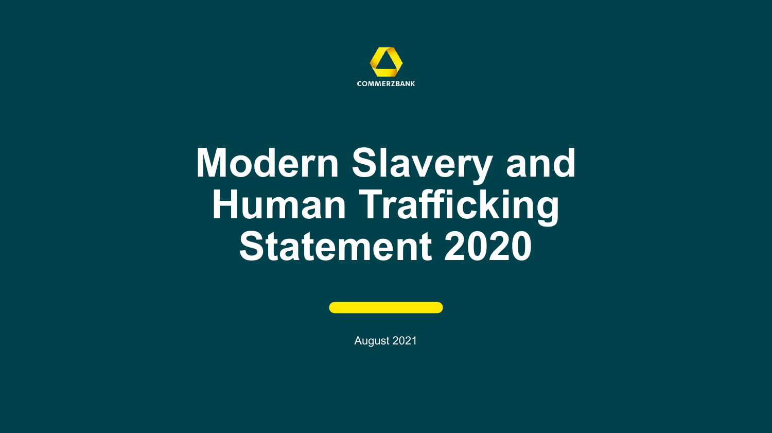COMMERZBANK

# Modern Slavery and Human Trafficking Statement 2020

August 2021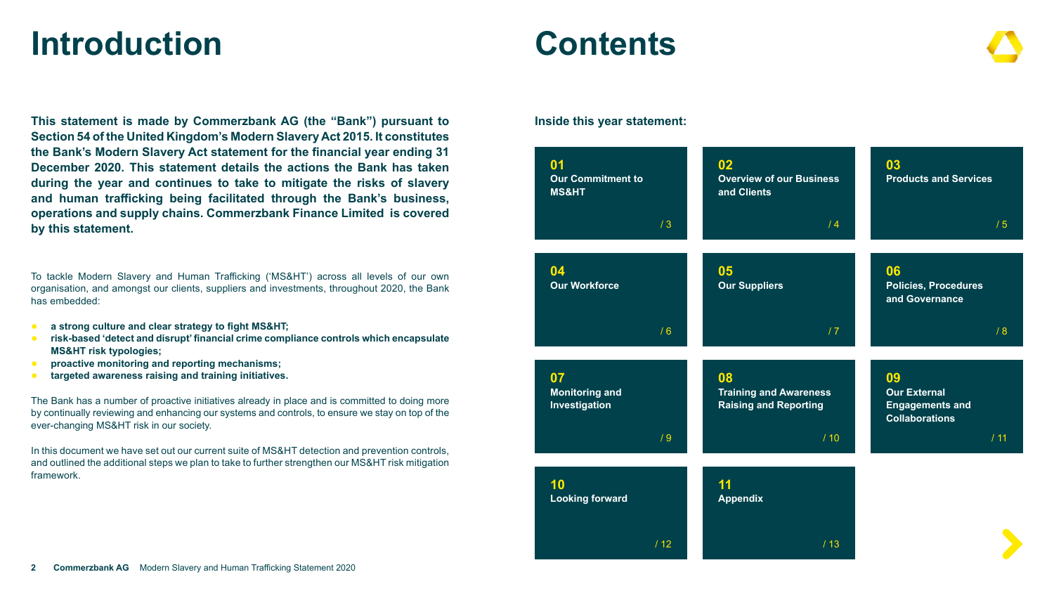# Introduction

**This statement is made by Commerzbank AG (the "Bank") pursuant to Section 54 of the United Kingdom's Modern Slavery Act 2015. It constitutes the Bank's Modern Slavery Act statement for the financial year ending 31 December 2020. This statement details the actions the Bank has taken during the year and continues to take to mitigate the risks of slavery and human trafficking being facilitated through the Bank's business, operations and supply chains. Commerzbank Finance Limited is covered by this statement.**

To tackle Modern Slavery and Human Trafficking ('MS&HT') across all levels of our own organisation, and amongst our clients, suppliers and investments, throughout 2020, the Bank has embedded:

- **a strong culture and clear strategy to fight MS&HT;**
- **risk-based 'detect and disrupt' financial crime compliance controls which encapsulate MS&HT risk typologies;**
- **proactive monitoring and reporting mechanisms;**
- **targeted awareness raising and training initiatives.**

The Bank has a number of proactive initiatives already in place and is committed to doing more by continually reviewing and enhancing our systems and controls, to ensure we stay on top of the ever-changing MS&HT risk in our society.

In this document we have set out our current suite of MS&HT detection and prevention controls, and outlined the additional steps we plan to take to further strengthen our MS&HT risk mitigation framework.

# Contents

**Inside this year statement:**

| No. | Section | Page |
|---|---|---|
| 01 | Our Commitment to MS&HT | 3 |
| 02 | Overview of our Business and Clients | 4 |
| 03 | Products and Services | 5 |
| 04 | Our Workforce | 6 |
| 05 | Our Suppliers | 7 |
| 06 | Policies, Procedures and Governance | 8 |
| 07 | Monitoring and Investigation | 9 |
| 08 | Training and Awareness Raising and Reporting | 10 |
| 09 | Our External Engagements and Collaborations | 11 |
| 10 | Looking forward | 12 |
| 11 | Appendix | 13 |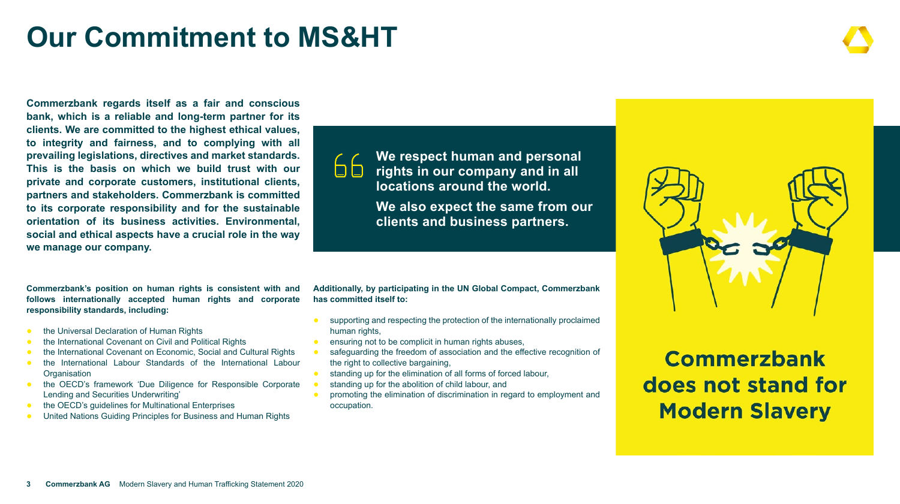# Our Commitment to MS&HT

**Commerzbank regards itself as a fair and conscious bank, which is a reliable and long-term partner for its clients. We are committed to the highest ethical values, to integrity and fairness, and to complying with all prevailing legislations, directives and market standards. This is the basis on which we build trust with our private and corporate customers, institutional clients, partners and stakeholders. Commerzbank is committed to its corporate responsibility and for the sustainable orientation of its business activities. Environmental, social and ethical aspects have a crucial role in the way we manage our company.**

> **We respect human and personal rights in our company and in all locations around the world.**
>
> **We also expect the same from our clients and business partners.**

**Commerzbank's position on human rights is consistent with and follows internationally accepted human rights and corporate responsibility standards, including:**

- the Universal Declaration of Human Rights
- the International Covenant on Civil and Political Rights
- the International Covenant on Economic, Social and Cultural Rights
- the International Labour Standards of the International Labour Organisation
- the OECD's framework 'Due Diligence for Responsible Corporate Lending and Securities Underwriting'
- the OECD's guidelines for Multinational Enterprises
- United Nations Guiding Principles for Business and Human Rights

**Additionally, by participating in the UN Global Compact, Commerzbank has committed itself to:**

- supporting and respecting the protection of the internationally proclaimed human rights,
- ensuring not to be complicit in human rights abuses,
- safeguarding the freedom of association and the effective recognition of the right to collective bargaining,
- standing up for the elimination of all forms of forced labour,
- standing up for the abolition of child labour, and
- promoting the elimination of discrimination in regard to employment and occupation.

**Commerzbank does not stand for Modern Slavery**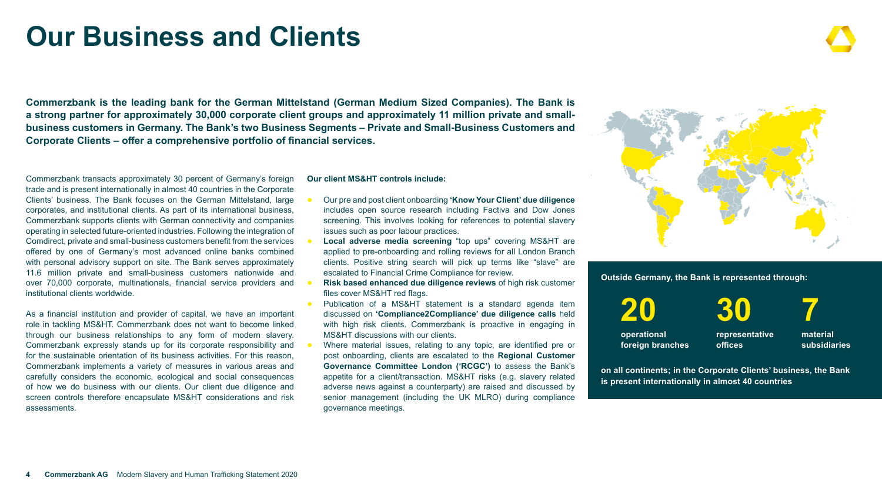# Our Business and Clients

**Commerzbank is the leading bank for the German Mittelstand (German Medium Sized Companies). The Bank is a strong partner for approximately 30,000 corporate client groups and approximately 11 million private and small-business customers in Germany. The Bank's two Business Segments – Private and Small-Business Customers and Corporate Clients – offer a comprehensive portfolio of financial services.**

Commerzbank transacts approximately 30 percent of Germany's foreign trade and is present internationally in almost 40 countries in the Corporate Clients' business. The Bank focuses on the German Mittelstand, large corporates, and institutional clients. As part of its international business, Commerzbank supports clients with German connectivity and companies operating in selected future-oriented industries. Following the integration of Comdirect, private and small-business customers benefit from the services offered by one of Germany's most advanced online banks combined with personal advisory support on site. The Bank serves approximately 11.6 million private and small-business customers nationwide and over 70,000 corporate, multinationals, financial service providers and institutional clients worldwide.

As a financial institution and provider of capital, we have an important role in tackling MS&HT. Commerzbank does not want to become linked through our business relationships to any form of modern slavery. Commerzbank expressly stands up for its corporate responsibility and for the sustainable orientation of its business activities. For this reason, Commerzbank implements a variety of measures in various areas and carefully considers the economic, ecological and social consequences of how we do business with our clients. Our client due diligence and screen controls therefore encapsulate MS&HT considerations and risk assessments.

**Our client MS&HT controls include:**

- Our pre and post client onboarding **'Know Your Client' due diligence** includes open source research including Factiva and Dow Jones screening. This involves looking for references to potential slavery issues such as poor labour practices.
- **Local adverse media screening** "top ups" covering MS&HT are applied to pre-onboarding and rolling reviews for all London Branch clients. Positive string search will pick up terms like "slave" are escalated to Financial Crime Compliance for review.
- **Risk based enhanced due diligence reviews** of high risk customer files cover MS&HT red flags.
- Publication of a MS&HT statement is a standard agenda item discussed on **'Compliance2Compliance' due diligence calls** held with high risk clients. Commerzbank is proactive in engaging in MS&HT discussions with our clients.
- Where material issues, relating to any topic, are identified pre or post onboarding, clients are escalated to the **Regional Customer Governance Committee London ('RCGC')** to assess the Bank's appetite for a client/transaction. MS&HT risks (e.g. slavery related adverse news against a counterparty) are raised and discussed by senior management (including the UK MLRO) during compliance governance meetings.

**Outside Germany, the Bank is represented through:**

**20** operational foreign branches

**30** representative offices

**7** material subsidiaries

**on all continents; in the Corporate Clients' business, the Bank is present internationally in almost 40 countries**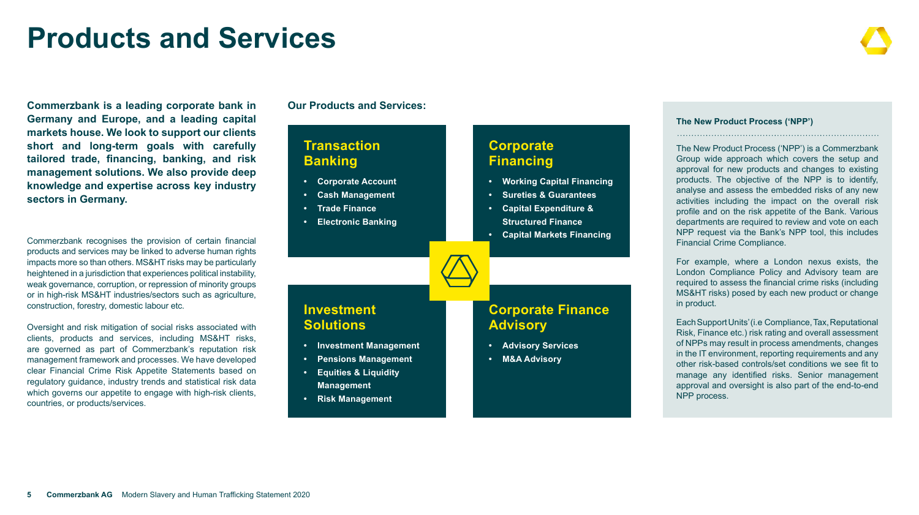# Products and Services

**Commerzbank is a leading corporate bank in Germany and Europe, and a leading capital markets house. We look to support our clients short and long-term goals with carefully tailored trade, financing, banking, and risk management solutions. We also provide deep knowledge and expertise across key industry sectors in Germany.**

Commerzbank recognises the provision of certain financial products and services may be linked to adverse human rights impacts more so than others. MS&HT risks may be particularly heightened in a jurisdiction that experiences political instability, weak governance, corruption, or repression of minority groups or in high-risk MS&HT industries/sectors such as agriculture, construction, forestry, domestic labour etc.

Oversight and risk mitigation of social risks associated with clients, products and services, including MS&HT risks, are governed as part of Commerzbank's reputation risk management framework and processes. We have developed clear Financial Crime Risk Appetite Statements based on regulatory guidance, industry trends and statistical risk data which governs our appetite to engage with high-risk clients, countries, or products/services.

**Our Products and Services:**

## Transaction Banking

- **Corporate Account**
- **Cash Management**
- **Trade Finance**
- **Electronic Banking**

## Corporate Financing

- **Working Capital Financing**
- **Sureties & Guarantees**
- **Capital Expenditure & Structured Finance**
- **Capital Markets Financing**

## Investment Solutions

- **Investment Management**
- **Pensions Management**
- **Equities & Liquidity Management**
- **Risk Management**

## Corporate Finance Advisory

- **Advisory Services**
- **M&A Advisory**

### The New Product Process ('NPP')

The New Product Process ('NPP') is a Commerzbank Group wide approach which covers the setup and approval for new products and changes to existing products. The objective of the NPP is to identify, analyse and assess the embedded risks of any new activities including the impact on the overall risk profile and on the risk appetite of the Bank. Various departments are required to review and vote on each NPP request via the Bank's NPP tool, this includes Financial Crime Compliance.

For example, where a London nexus exists, the London Compliance Policy and Advisory team are required to assess the financial crime risks (including MS&HT risks) posed by each new product or change in product.

Each Support Units' (i.e Compliance, Tax, Reputational Risk, Finance etc.) risk rating and overall assessment of NPPs may result in process amendments, changes in the IT environment, reporting requirements and any other risk-based controls/set conditions we see fit to manage any identified risks. Senior management approval and oversight is also part of the end-to-end NPP process.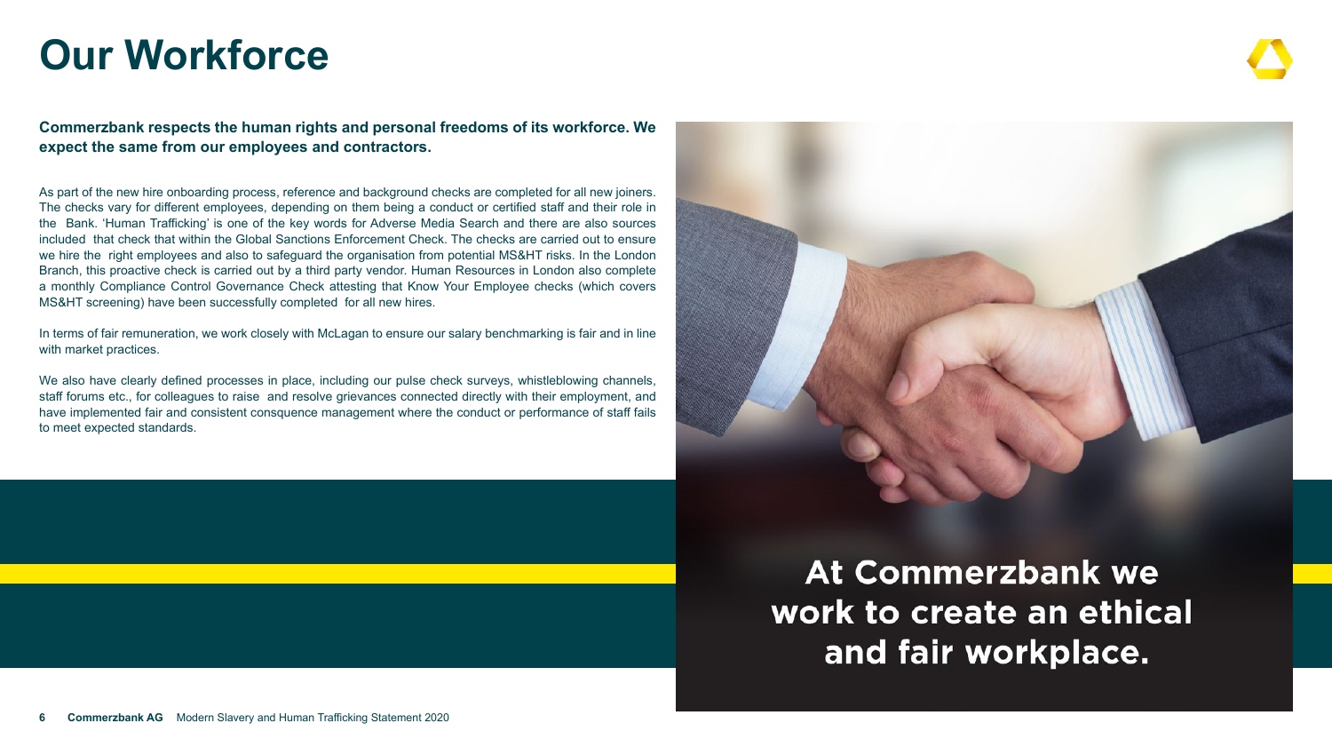# Our Workforce

**Commerzbank respects the human rights and personal freedoms of its workforce. We expect the same from our employees and contractors.**

As part of the new hire onboarding process, reference and background checks are completed for all new joiners. The checks vary for different employees, depending on them being a conduct or certified staff and their role in the Bank. 'Human Trafficking' is one of the key words for Adverse Media Search and there are also sources included that check that within the Global Sanctions Enforcement Check. The checks are carried out to ensure we hire the right employees and also to safeguard the organisation from potential MS&HT risks. In the London Branch, this proactive check is carried out by a third party vendor. Human Resources in London also complete a monthly Compliance Control Governance Check attesting that Know Your Employee checks (which covers MS&HT screening) have been successfully completed for all new hires.

In terms of fair remuneration, we work closely with McLagan to ensure our salary benchmarking is fair and in line with market practices.

We also have clearly defined processes in place, including our pulse check surveys, whistleblowing channels, staff forums etc., for colleagues to raise and resolve grievances connected directly with their employment, and have implemented fair and consistent consquence management where the conduct or performance of staff fails to meet expected standards.

**At Commerzbank we work to create an ethical and fair workplace.**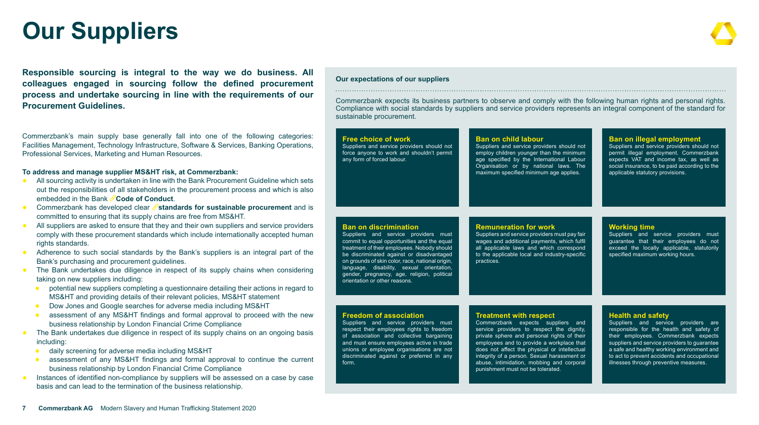# Our Suppliers

**Responsible sourcing is integral to the way we do business. All colleagues engaged in sourcing follow the defined procurement process and undertake sourcing in line with the requirements of our Procurement Guidelines.**

Commerzbank's main supply base generally fall into one of the following categories: Facilities Management, Technology Infrastructure, Software & Services, Banking Operations, Professional Services, Marketing and Human Resources.

**To address and manage supplier MS&HT risk, at Commerzbank:**

- All sourcing activity is undertaken in line with the Bank Procurement Guideline which sets out the responsibilities of all stakeholders in the procurement process and which is also embedded in the Bank **Code of Conduct**.
- Commerzbank has developed clear **standards for sustainable procurement** and is committed to ensuring that its supply chains are free from MS&HT.
- All suppliers are asked to ensure that they and their own suppliers and service providers comply with these procurement standards which include internationally accepted human rights standards.
- Adherence to such social standards by the Bank's suppliers is an integral part of the Bank's purchasing and procurement guidelines.
- The Bank undertakes due diligence in respect of its supply chains when considering taking on new suppliers including:
  - potential new suppliers completing a questionnaire detailing their actions in regard to MS&HT and providing details of their relevant policies, MS&HT statement
  - Dow Jones and Google searches for adverse media including MS&HT
  - assessment of any MS&HT findings and formal approval to proceed with the new business relationship by London Financial Crime Compliance
- The Bank undertakes due diligence in respect of its supply chains on an ongoing basis including:
  - daily screening for adverse media including MS&HT
  - assessment of any MS&HT findings and formal approval to continue the current business relationship by London Financial Crime Compliance
- Instances of identified non-compliance by suppliers will be assessed on a case by case basis and can lead to the termination of the business relationship.

**Our expectations of our suppliers**

Commerzbank expects its business partners to observe and comply with the following human rights and personal rights. Compliance with social standards by suppliers and service providers represents an integral component of the standard for sustainable procurement.

**Free choice of work**
Suppliers and service providers should not force anyone to work and shouldn't permit any form of forced labour.

**Ban on child labour**
Suppliers and service providers should not employ children younger than the minimum age specified by the International Labour Organisation or by national laws. The maximum specified minimum age applies.

**Ban on illegal employment**
Suppliers and service providers should not permit illegal employment. Commerzbank expects VAT and income tax, as well as social insurance, to be paid according to the applicable statutory provisions.

**Ban on discrimination**
Suppliers and service providers must commit to equal opportunities and the equal treatment of their employees. Nobody should be discriminated against or disadvantaged on grounds of skin color, race, national origin, language, disability, sexual orientation, gender, pregnancy, age, religion, political orientation or other reasons.

**Remuneration for work**
Suppliers and service providers must pay fair wages and additional payments, which fulfil all applicable laws and which correspond to the applicable local and industry-specific practices.

**Working time**
Suppliers and service providers must guarantee that their employees do not exceed the locally applicable, statutorily specified maximum working hours.

**Freedom of association**
Suppliers and service providers must respect their employees rights to freedom of association and collective bargaining and must ensure employees active in trade unions or employee organisations are not discriminated against or preferred in any form.

**Treatment with respect**
Commerzbank expects suppliers and service providers to respect the dignity, private sphere and personal rights of their employees and to provide a workplace that does not affect the physical or intellectual integrity of a person. Sexual harassment or abuse, intimidation, mobbing and corporal punishment must not be tolerated.

**Health and safety**
Suppliers and service providers are responsible for the health and safety of their employees. Commerzbank expects suppliers and service providers to guarantee a safe and healthy working environment and to act to prevent accidents and occupational illnesses through preventive measures.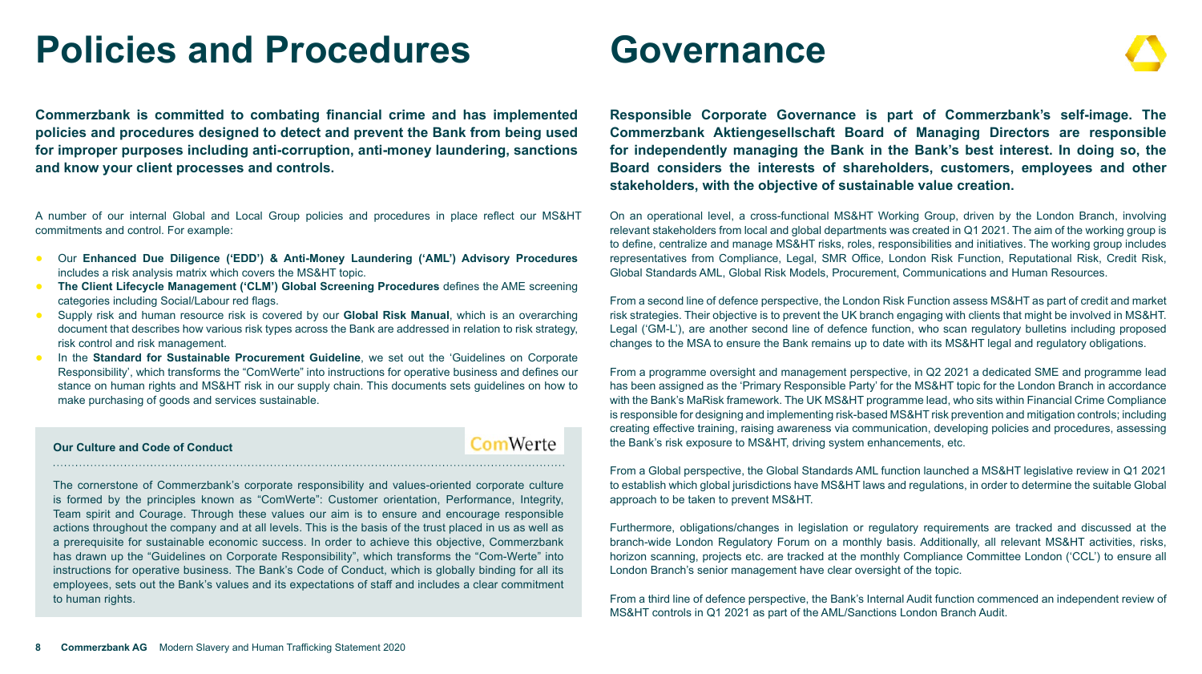# Policies and Procedures

**Commerzbank is committed to combating financial crime and has implemented policies and procedures designed to detect and prevent the Bank from being used for improper purposes including anti-corruption, anti-money laundering, sanctions and know your client processes and controls.**

A number of our internal Global and Local Group policies and procedures in place reflect our MS&HT commitments and control. For example:

- Our **Enhanced Due Diligence ('EDD') & Anti-Money Laundering ('AML') Advisory Procedures** includes a risk analysis matrix which covers the MS&HT topic.
- **The Client Lifecycle Management ('CLM') Global Screening Procedures** defines the AME screening categories including Social/Labour red flags.
- Supply risk and human resource risk is covered by our **Global Risk Manual**, which is an overarching document that describes how various risk types across the Bank are addressed in relation to risk strategy, risk control and risk management.
- In the **Standard for Sustainable Procurement Guideline**, we set out the 'Guidelines on Corporate Responsibility', which transforms the "ComWerte" into instructions for operative business and defines our stance on human rights and MS&HT risk in our supply chain. This documents sets guidelines on how to make purchasing of goods and services sustainable.

### Our Culture and Code of Conduct

ComWerte

The cornerstone of Commerzbank's corporate responsibility and values-oriented corporate culture is formed by the principles known as "ComWerte": Customer orientation, Performance, Integrity, Team spirit and Courage. Through these values our aim is to ensure and encourage responsible actions throughout the company and at all levels. This is the basis of the trust placed in us as well as a prerequisite for sustainable economic success. In order to achieve this objective, Commerzbank has drawn up the "Guidelines on Corporate Responsibility", which transforms the "Com-Werte" into instructions for operative business. The Bank's Code of Conduct, which is globally binding for all its employees, sets out the Bank's values and its expectations of staff and includes a clear commitment to human rights.

# Governance

**Responsible Corporate Governance is part of Commerzbank's self-image. The Commerzbank Aktiengesellschaft Board of Managing Directors are responsible for independently managing the Bank in the Bank's best interest. In doing so, the Board considers the interests of shareholders, customers, employees and other stakeholders, with the objective of sustainable value creation.**

On an operational level, a cross-functional MS&HT Working Group, driven by the London Branch, involving relevant stakeholders from local and global departments was created in Q1 2021. The aim of the working group is to define, centralize and manage MS&HT risks, roles, responsibilities and initiatives. The working group includes representatives from Compliance, Legal, SMR Office, London Risk Function, Reputational Risk, Credit Risk, Global Standards AML, Global Risk Models, Procurement, Communications and Human Resources.

From a second line of defence perspective, the London Risk Function assess MS&HT as part of credit and market risk strategies. Their objective is to prevent the UK branch engaging with clients that might be involved in MS&HT. Legal ('GM-L'), are another second line of defence function, who scan regulatory bulletins including proposed changes to the MSA to ensure the Bank remains up to date with its MS&HT legal and regulatory obligations.

From a programme oversight and management perspective, in Q2 2021 a dedicated SME and programme lead has been assigned as the 'Primary Responsible Party' for the MS&HT topic for the London Branch in accordance with the Bank's MaRisk framework. The UK MS&HT programme lead, who sits within Financial Crime Compliance is responsible for designing and implementing risk-based MS&HT risk prevention and mitigation controls; including creating effective training, raising awareness via communication, developing policies and procedures, assessing the Bank's risk exposure to MS&HT, driving system enhancements, etc.

From a Global perspective, the Global Standards AML function launched a MS&HT legislative review in Q1 2021 to establish which global jurisdictions have MS&HT laws and regulations, in order to determine the suitable Global approach to be taken to prevent MS&HT.

Furthermore, obligations/changes in legislation or regulatory requirements are tracked and discussed at the branch-wide London Regulatory Forum on a monthly basis. Additionally, all relevant MS&HT activities, risks, horizon scanning, projects etc. are tracked at the monthly Compliance Committee London ('CCL') to ensure all London Branch's senior management have clear oversight of the topic.

From a third line of defence perspective, the Bank's Internal Audit function commenced an independent review of MS&HT controls in Q1 2021 as part of the AML/Sanctions London Branch Audit.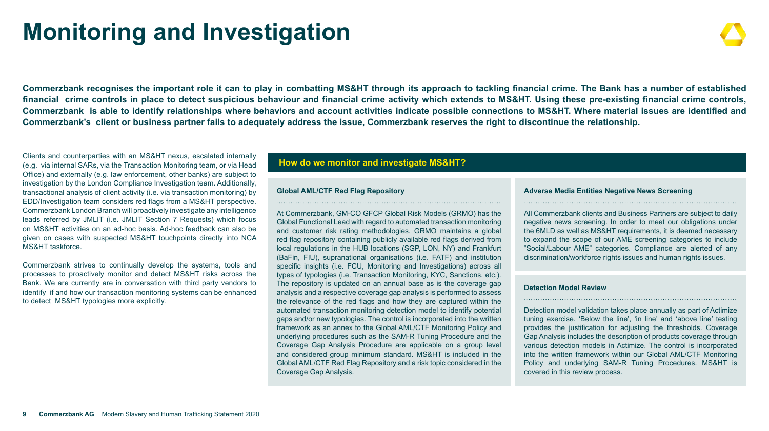# Monitoring and Investigation

**Commerzbank recognises the important role it can to play in combatting MS&HT through its approach to tackling financial crime. The Bank has a number of established financial crime controls in place to detect suspicious behaviour and financial crime activity which extends to MS&HT. Using these pre-existing financial crime controls, Commerzbank is able to identify relationships where behaviors and account activities indicate possible connections to MS&HT. Where material issues are identified and Commerzbank's client or business partner fails to adequately address the issue, Commerzbank reserves the right to discontinue the relationship.**

Clients and counterparties with an MS&HT nexus, escalated internally (e.g. via internal SARs, via the Transaction Monitoring team, or via Head Office) and externally (e.g. law enforcement, other banks) are subject to investigation by the London Compliance Investigation team. Additionally, transactional analysis of client activity (i.e. via transaction monitoring) by EDD/Investigation team considers red flags from a MS&HT perspective. Commerzbank London Branch will proactively investigate any intelligence leads referred by JMLIT (i.e. JMLIT Section 7 Requests) which focus on MS&HT activities on an ad-hoc basis. Ad-hoc feedback can also be given on cases with suspected MS&HT touchpoints directly into NCA MS&HT taskforce.

Commerzbank strives to continually develop the systems, tools and processes to proactively monitor and detect MS&HT risks across the Bank. We are currently are in conversation with third party vendors to identify if and how our transaction monitoring systems can be enhanced to detect MS&HT typologies more explicitly.

## How do we monitor and investigate MS&HT?

### Global AML/CTF Red Flag Repository

At Commerzbank, GM-CO GFCP Global Risk Models (GRMO) has the Global Functional Lead with regard to automated transaction monitoring and customer risk rating methodologies. GRMO maintains a global red flag repository containing publicly available red flags derived from local regulations in the HUB locations (SGP, LON, NY) and Frankfurt (BaFin, FIU), supranational organisations (i.e. FATF) and institution specific insights (i.e. FCU, Monitoring and Investigations) across all types of typologies (i.e. Transaction Monitoring, KYC, Sanctions, etc.). The repository is updated on an annual base as is the coverage gap analysis and a respective coverage gap analysis is performed to assess the relevance of the red flags and how they are captured within the automated transaction monitoring detection model to identify potential gaps and/or new typologies. The control is incorporated into the written framework as an annex to the Global AML/CTF Monitoring Policy and underlying procedures such as the SAM-R Tuning Procedure and the Coverage Gap Analysis Procedure are applicable on a group level and considered group minimum standard. MS&HT is included in the Global AML/CTF Red Flag Repository and a risk topic considered in the Coverage Gap Analysis.

### Adverse Media Entities Negative News Screening

All Commerzbank clients and Business Partners are subject to daily negative news screening. In order to meet our obligations under the 6MLD as well as MS&HT requirements, it is deemed necessary to expand the scope of our AME screening categories to include "Social/Labour AME" categories. Compliance are alerted of any discrimination/workforce rights issues and human rights issues.

### Detection Model Review

Detection model validation takes place annually as part of Actimize tuning exercise. 'Below the line', 'in line' and 'above line' testing provides the justification for adjusting the thresholds. Coverage Gap Analysis includes the description of products coverage through various detection models in Actimize. The control is incorporated into the written framework within our Global AML/CTF Monitoring Policy and underlying SAM-R Tuning Procedures. MS&HT is covered in this review process.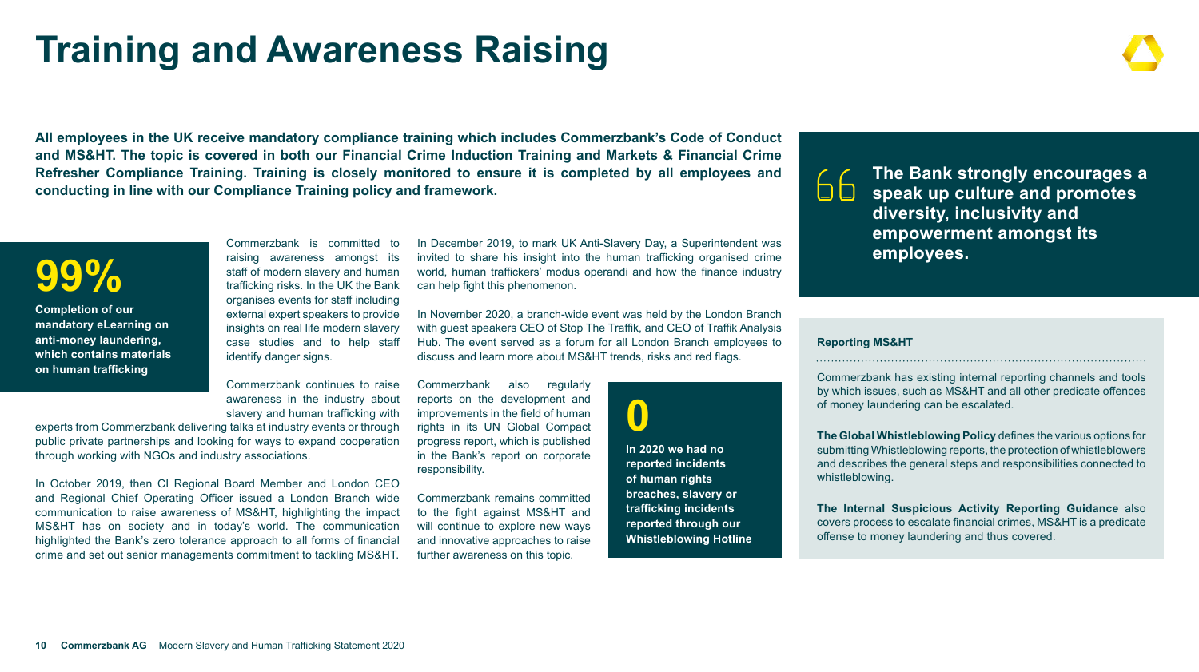# Training and Awareness Raising

**All employees in the UK receive mandatory compliance training which includes Commerzbank's Code of Conduct and MS&HT. The topic is covered in both our Financial Crime Induction Training and Markets & Financial Crime Refresher Compliance Training. Training is closely monitored to ensure it is completed by all employees and conducting in line with our Compliance Training policy and framework.**

**99%**

**Completion of our mandatory eLearning on anti-money laundering, which contains materials on human trafficking**

Commerzbank is committed to raising awareness amongst its staff of modern slavery and human trafficking risks. In the UK the Bank organises events for staff including external expert speakers to provide insights on real life modern slavery case studies and to help staff identify danger signs.

Commerzbank continues to raise awareness in the industry about slavery and human trafficking with experts from Commerzbank delivering talks at industry events or through public private partnerships and looking for ways to expand cooperation through working with NGOs and industry associations.

In October 2019, then CI Regional Board Member and London CEO and Regional Chief Operating Officer issued a London Branch wide communication to raise awareness of MS&HT, highlighting the impact MS&HT has on society and in today's world. The communication highlighted the Bank's zero tolerance approach to all forms of financial crime and set out senior managements commitment to tackling MS&HT.

In December 2019, to mark UK Anti-Slavery Day, a Superintendent was invited to share his insight into the human trafficking organised crime world, human traffickers' modus operandi and how the finance industry can help fight this phenomenon.

In November 2020, a branch-wide event was held by the London Branch with guest speakers CEO of Stop The Traffik, and CEO of Traffik Analysis Hub. The event served as a forum for all London Branch employees to discuss and learn more about MS&HT trends, risks and red flags.

Commerzbank also regularly reports on the development and improvements in the field of human rights in its UN Global Compact progress report, which is published in the Bank's report on corporate responsibility.

Commerzbank remains committed to the fight against MS&HT and will continue to explore new ways and innovative approaches to raise further awareness on this topic.

**0**

**In 2020 we had no reported incidents of human rights breaches, slavery or trafficking incidents reported through our Whistleblowing Hotline**

> **The Bank strongly encourages a speak up culture and promotes diversity, inclusivity and empowerment amongst its employees.**

**Reporting MS&HT**

Commerzbank has existing internal reporting channels and tools by which issues, such as MS&HT and all other predicate offences of money laundering can be escalated.

**The Global Whistleblowing Policy** defines the various options for submitting Whistleblowing reports, the protection of whistleblowers and describes the general steps and responsibilities connected to whistleblowing.

**The Internal Suspicious Activity Reporting Guidance** also covers process to escalate financial crimes, MS&HT is a predicate offense to money laundering and thus covered.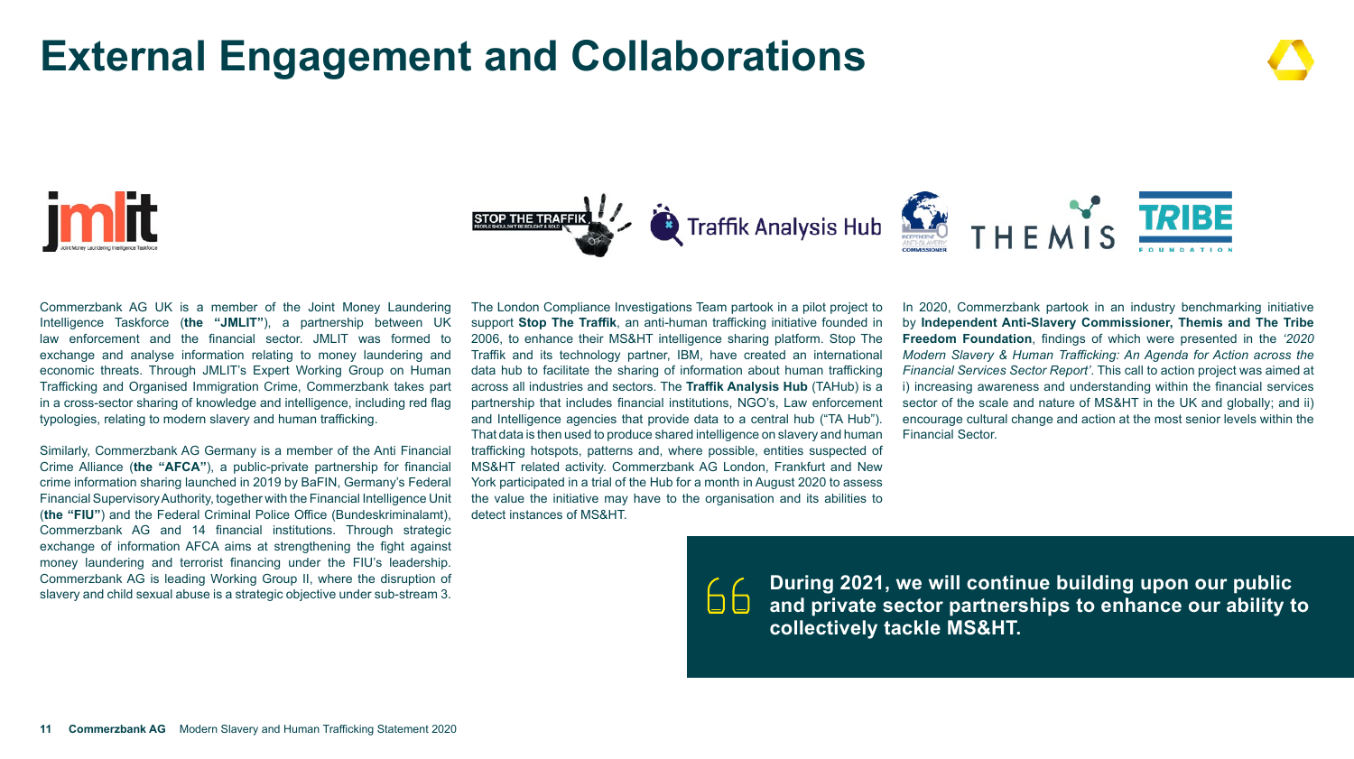# External Engagement and Collaborations

Commerzbank AG UK is a member of the Joint Money Laundering Intelligence Taskforce (**the "JMLIT"**), a partnership between UK law enforcement and the financial sector. JMLIT was formed to exchange and analyse information relating to money laundering and economic threats. Through JMLIT's Expert Working Group on Human Trafficking and Organised Immigration Crime, Commerzbank takes part in a cross-sector sharing of knowledge and intelligence, including red flag typologies, relating to modern slavery and human trafficking.

Similarly, Commerzbank AG Germany is a member of the Anti Financial Crime Alliance (**the "AFCA"**), a public-private partnership for financial crime information sharing launched in 2019 by BaFIN, Germany's Federal Financial Supervisory Authority, together with the Financial Intelligence Unit (**the "FIU"**) and the Federal Criminal Police Office (Bundeskriminalamt), Commerzbank AG and 14 financial institutions. Through strategic exchange of information AFCA aims at strengthening the fight against money laundering and terrorist financing under the FIU's leadership. Commerzbank AG is leading Working Group II, where the disruption of slavery and child sexual abuse is a strategic objective under sub-stream 3.

The London Compliance Investigations Team partook in a pilot project to support **Stop The Traffik**, an anti-human trafficking initiative founded in 2006, to enhance their MS&HT intelligence sharing platform. Stop The Traffik and its technology partner, IBM, have created an international data hub to facilitate the sharing of information about human trafficking across all industries and sectors. The **Traffik Analysis Hub** (TAHub) is a partnership that includes financial institutions, NGO's, Law enforcement and Intelligence agencies that provide data to a central hub ("TA Hub"). That data is then used to produce shared intelligence on slavery and human trafficking hotspots, patterns and, where possible, entities suspected of MS&HT related activity. Commerzbank AG London, Frankfurt and New York participated in a trial of the Hub for a month in August 2020 to assess the value the initiative may have to the organisation and its abilities to detect instances of MS&HT.

In 2020, Commerzbank partook in an industry benchmarking initiative by **Independent Anti-Slavery Commissioner, Themis and The Tribe Freedom Foundation**, findings of which were presented in the *'2020 Modern Slavery & Human Trafficking: An Agenda for Action across the Financial Services Sector Report'*. This call to action project was aimed at i) increasing awareness and understanding within the financial services sector of the scale and nature of MS&HT in the UK and globally; and ii) encourage cultural change and action at the most senior levels within the Financial Sector.

> **During 2021, we will continue building upon our public and private sector partnerships to enhance our ability to collectively tackle MS&HT.**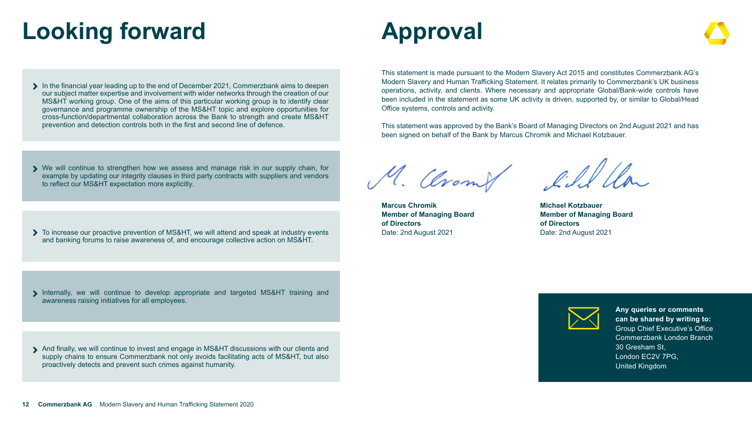# Looking forward

- In the financial year leading up to the end of December 2021, Commerzbank aims to deepen our subject matter expertise and involvement with wider networks through the creation of our MS&HT working group. One of the aims of this particular working group is to identify clear governance and programme ownership of the MS&HT topic and explore opportunities for cross-function/departmental collaboration across the Bank to strength and create MS&HT prevention and detection controls both in the first and second line of defence.

- We will continue to strengthen how we assess and manage risk in our supply chain, for example by updating our integrity clauses in third party contracts with suppliers and vendors to reflect our MS&HT expectation more explicitly.

- To increase our proactive prevention of MS&HT, we will attend and speak at industry events and banking forums to raise awareness of, and encourage collective action on MS&HT.

- Internally, we will continue to develop appropriate and targeted MS&HT training and awareness raising initiatives for all employees.

- And finally, we will continue to invest and engage in MS&HT discussions with our clients and supply chains to ensure Commerzbank not only avoids facilitating acts of MS&HT, but also proactively detects and prevent such crimes against humanity.

# Approval

This statement is made pursuant to the Modern Slavery Act 2015 and constitutes Commerzbank AG's Modern Slavery and Human Trafficking Statement. It relates primarily to Commerzbank's UK business operations, activity, and clients. Where necessary and appropriate Global/Bank-wide controls have been included in the statement as some UK activity is driven, supported by, or similar to Global/Head Office systems, controls and activity.

This statement was approved by the Bank's Board of Managing Directors on 2nd August 2021 and has been signed on behalf of the Bank by Marcus Chromik and Michael Kotzbauer.

**Marcus Chromik**
**Member of Managing Board of Directors**
Date: 2nd August 2021

**Michael Kotzbauer**
**Member of Managing Board of Directors**
Date: 2nd August 2021

**Any queries or comments can be shared by writing to:**
Group Chief Executive's Office
Commerzbank London Branch
30 Gresham St,
London EC2V 7PG,
United Kingdom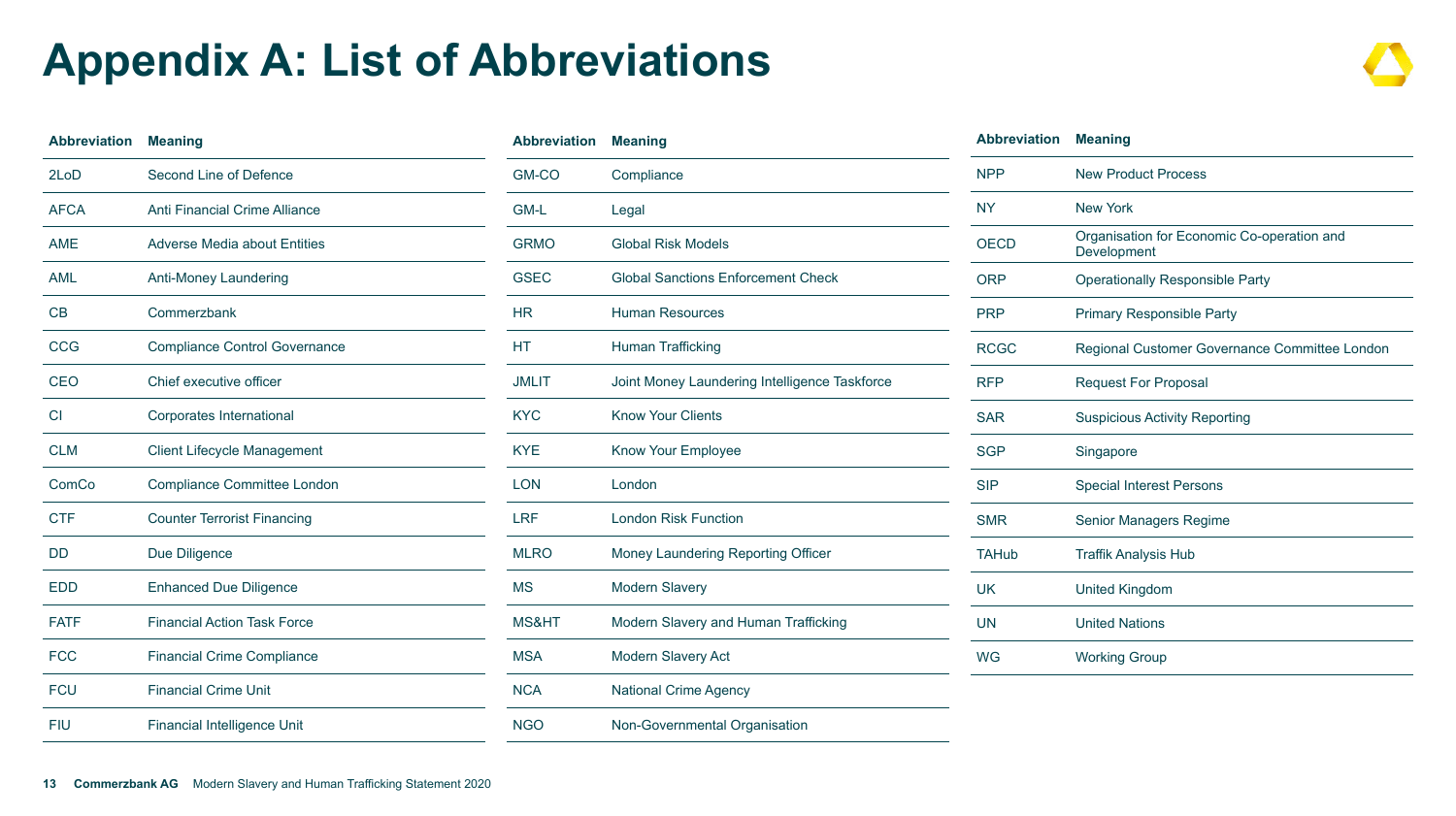# Appendix A: List of Abbreviations

| Abbreviation | Meaning |
| --- | --- |
| 2LoD | Second Line of Defence |
| AFCA | Anti Financial Crime Alliance |
| AME | Adverse Media about Entities |
| AML | Anti-Money Laundering |
| CB | Commerzbank |
| CCG | Compliance Control Governance |
| CEO | Chief executive officer |
| CI | Corporates International |
| CLM | Client Lifecycle Management |
| ComCo | Compliance Committee London |
| CTF | Counter Terrorist Financing |
| DD | Due Diligence |
| EDD | Enhanced Due Diligence |
| FATF | Financial Action Task Force |
| FCC | Financial Crime Compliance |
| FCU | Financial Crime Unit |
| FIU | Financial Intelligence Unit |

| Abbreviation | Meaning |
| --- | --- |
| GM-CO | Compliance |
| GM-L | Legal |
| GRMO | Global Risk Models |
| GSEC | Global Sanctions Enforcement Check |
| HR | Human Resources |
| HT | Human Trafficking |
| JMLIT | Joint Money Laundering Intelligence Taskforce |
| KYC | Know Your Clients |
| KYE | Know Your Employee |
| LON | London |
| LRF | London Risk Function |
| MLRO | Money Laundering Reporting Officer |
| MS | Modern Slavery |
| MS&HT | Modern Slavery and Human Trafficking |
| MSA | Modern Slavery Act |
| NCA | National Crime Agency |
| NGO | Non-Governmental Organisation |

| Abbreviation | Meaning |
| --- | --- |
| NPP | New Product Process |
| NY | New York |
| OECD | Organisation for Economic Co-operation and Development |
| ORP | Operationally Responsible Party |
| PRP | Primary Responsible Party |
| RCGC | Regional Customer Governance Committee London |
| RFP | Request For Proposal |
| SAR | Suspicious Activity Reporting |
| SGP | Singapore |
| SIP | Special Interest Persons |
| SMR | Senior Managers Regime |
| TAHub | Traffik Analysis Hub |
| UK | United Kingdom |
| UN | United Nations |
| WG | Working Group |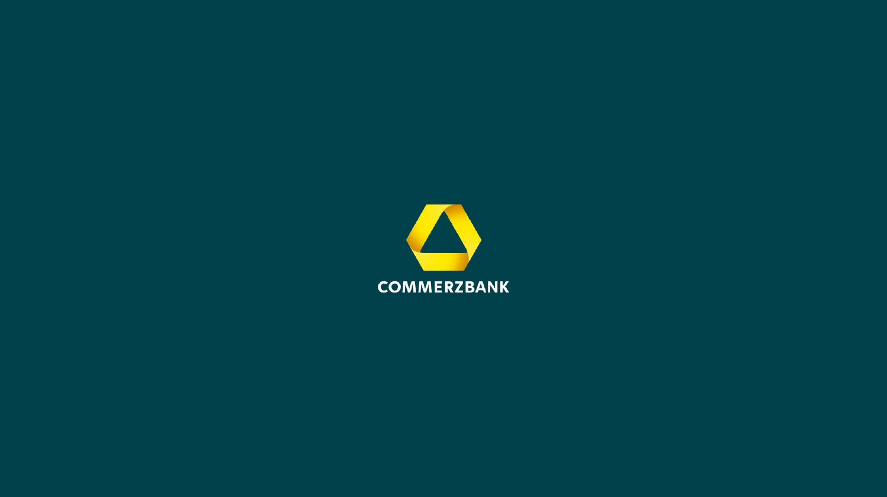COMMERZBANK